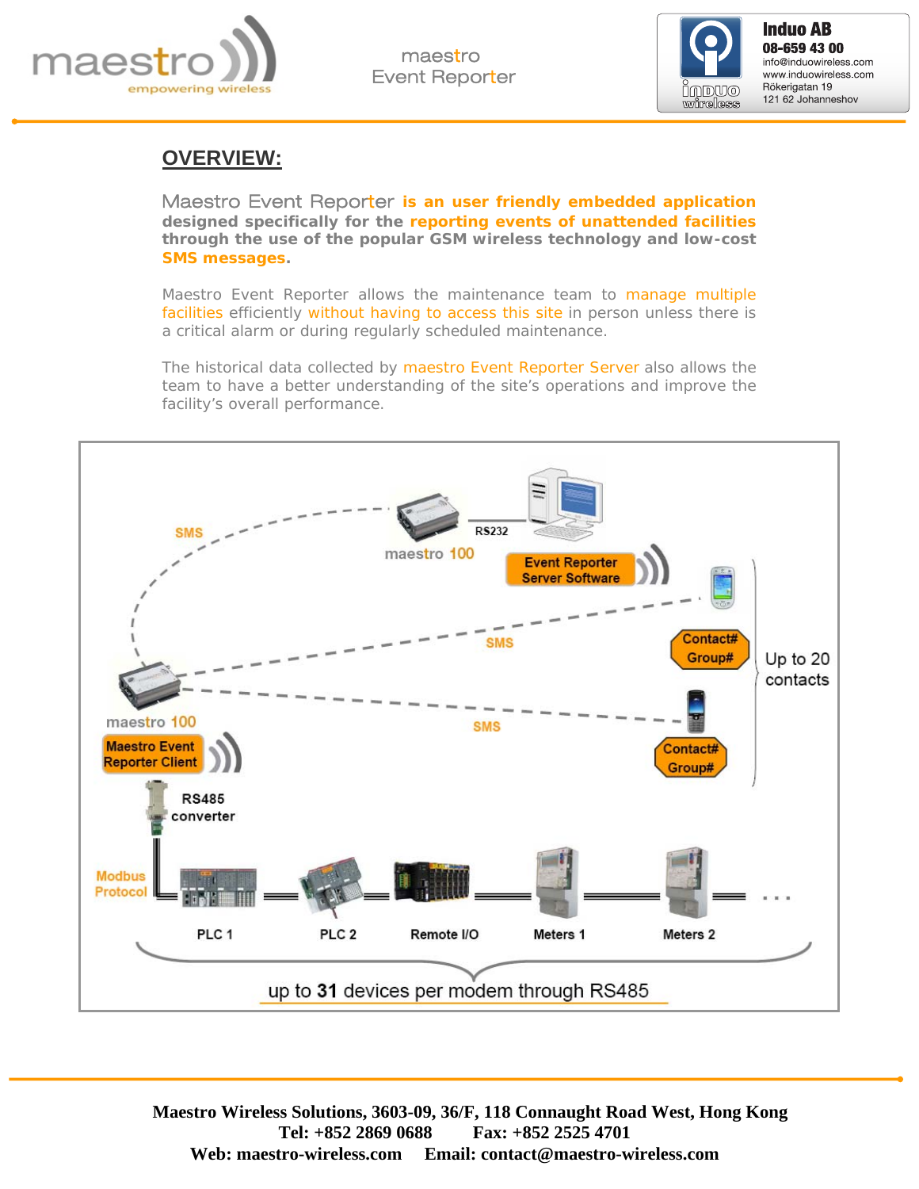## OVERVIEW:

**Maestro Event Reporter is an user friendly embedded application designed specifically for the reporting events of unattended facilities through the use of the popular GSM wireless technology and low-cost SMS messages.**

Maestro Event Reporter allows the maintenance team to manage multiple facilities efficiently without having to access this site in person unless there is a critical alarm or during regularly scheduled maintenance.

The historical data collected by maestro Event Reporter Server also allows the team to have a better understanding of the site's operations and improve the facility's overall performance.

SMS

maestro 100

RS232

Event Reporter Server Software

SMS

Contact# Group#

Up to 20 contacts

maestro 100

SMS

Maestro Event Reporter Client

Contact# Group#

RS485 converter

Modbus Protocol

PLC 1 PLC 2 Remote I/O Meters 1 Meters 2 . . .

up to **31** devices per modem through RS485

**Maestro Wireless Solutions, 3603-09, 36/F, 118 Connaught Road West, Hong Kong**
**Tel: +852 2869 0688 Fax: +852 2525 4701**
**Web: maestro-wireless.com Email: contact@maestro-wireless.com**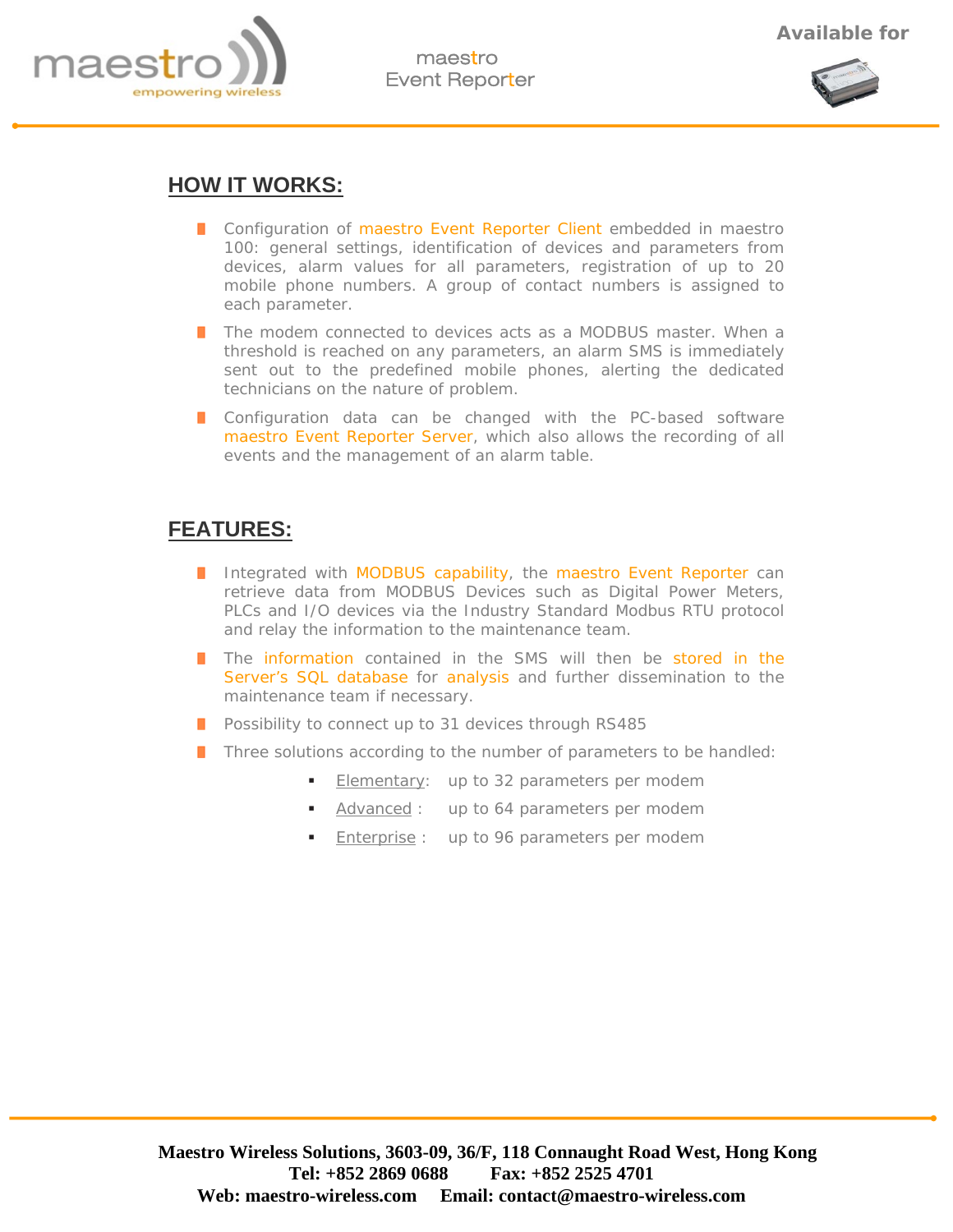## HOW IT WORKS:

- Configuration of maestro Event Reporter Client embedded in maestro 100: general settings, identification of devices and parameters from devices, alarm values for all parameters, registration of up to 20 mobile phone numbers. A group of contact numbers is assigned to each parameter.
- The modem connected to devices acts as a MODBUS master. When a threshold is reached on any parameters, an alarm SMS is immediately sent out to the predefined mobile phones, alerting the dedicated technicians on the nature of problem.
- Configuration data can be changed with the PC-based software maestro Event Reporter Server, which also allows the recording of all events and the management of an alarm table.

## FEATURES:

- Integrated with MODBUS capability, the maestro Event Reporter can retrieve data from MODBUS Devices such as Digital Power Meters, PLCs and I/O devices via the Industry Standard Modbus RTU protocol and relay the information to the maintenance team.
- The information contained in the SMS will then be stored in the Server's SQL database for analysis and further dissemination to the maintenance team if necessary.
- Possibility to connect up to 31 devices through RS485
- Three solutions according to the number of parameters to be handled:
  - Elementary: up to 32 parameters per modem
  - Advanced : up to 64 parameters per modem
  - Enterprise : up to 96 parameters per modem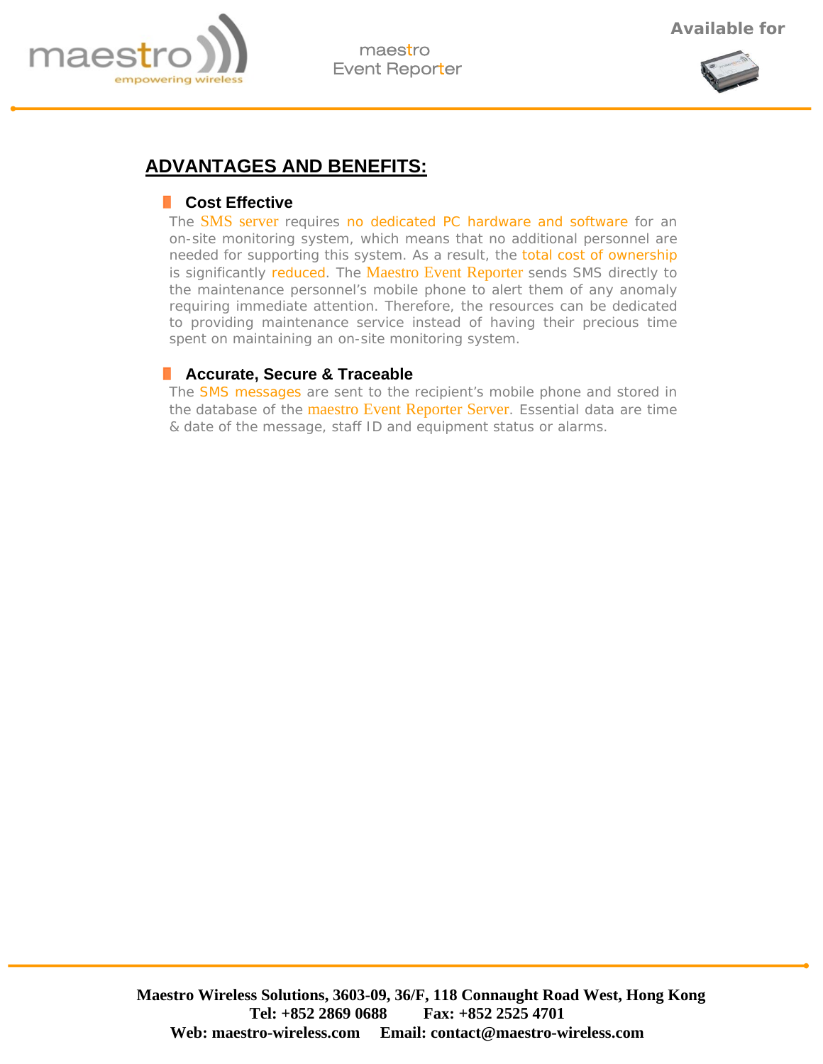## ADVANTAGES AND BENEFITS:

### Cost Effective

The SMS server requires no dedicated PC hardware and software for an on-site monitoring system, which means that no additional personnel are needed for supporting this system. As a result, the total cost of ownership is significantly reduced. The Maestro Event Reporter sends SMS directly to the maintenance personnel's mobile phone to alert them of any anomaly requiring immediate attention. Therefore, the resources can be dedicated to providing maintenance service instead of having their precious time spent on maintaining an on-site monitoring system.

### Accurate, Secure & Traceable

The SMS messages are sent to the recipient's mobile phone and stored in the database of the maestro Event Reporter Server. Essential data are time & date of the message, staff ID and equipment status or alarms.